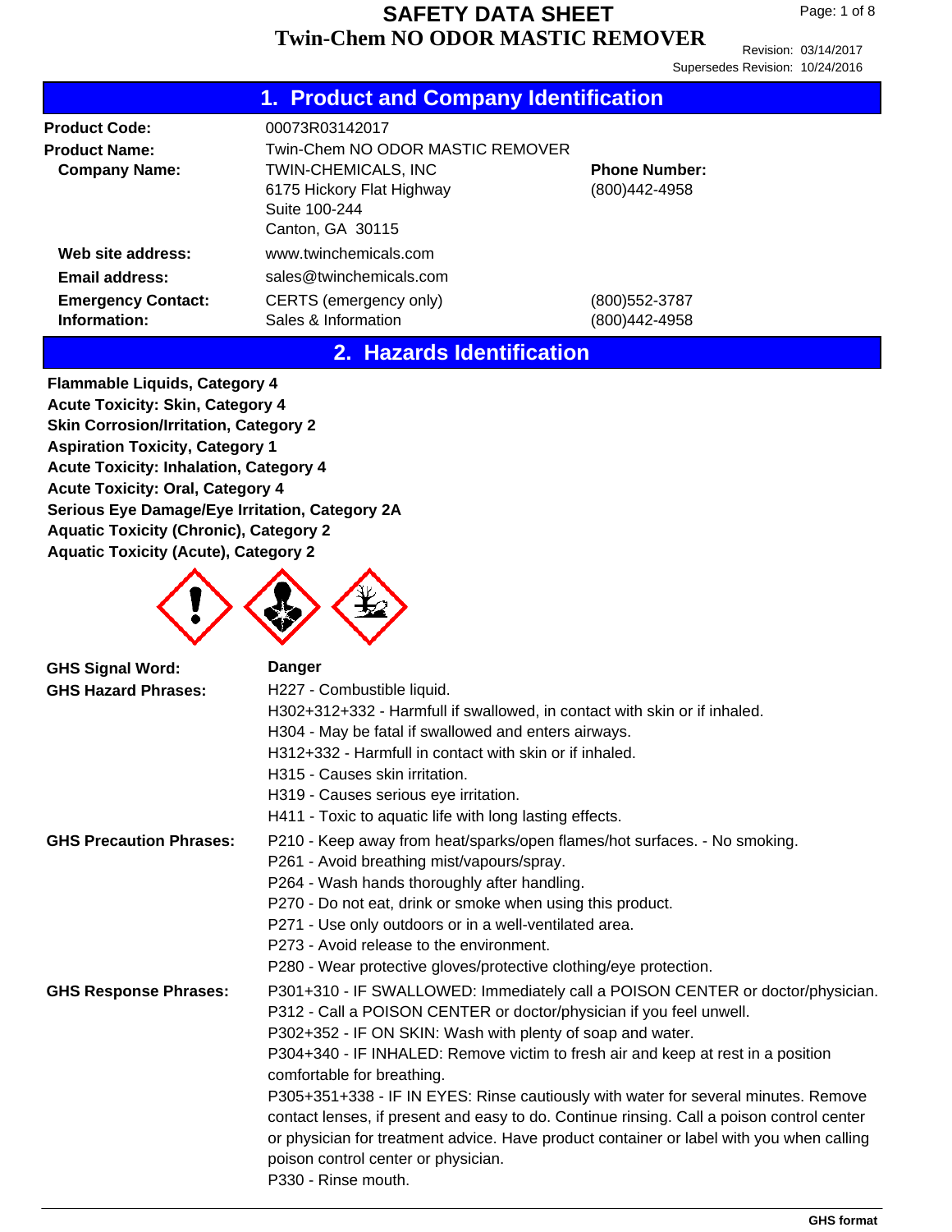# SAFETY DATA SHEET

# Twin-Chem NO ODOR MASTIC REMOVER

Revision: 03/14/2017
Supersedes Revision: 10/24/2016

## 1. Product and Company Identification

| | | |
|---|---|---|
| **Product Code:** | 00073R03142017 | |
| **Product Name:** | Twin-Chem NO ODOR MASTIC REMOVER | |
| **Company Name:** | TWIN-CHEMICALS, INC<br>6175 Hickory Flat Highway<br>Suite 100-244<br>Canton, GA 30115 | **Phone Number:**<br>(800)442-4958 |
| **Web site address:** | www.twinchemicals.com | |
| **Email address:** | sales@twinchemicals.com | |
| **Emergency Contact:** | CERTS (emergency only) | (800)552-3787 |
| **Information:** | Sales & Information | (800)442-4958 |

## 2. Hazards Identification

**Flammable Liquids, Category 4**
**Acute Toxicity: Skin, Category 4**
**Skin Corrosion/Irritation, Category 2**
**Aspiration Toxicity, Category 1**
**Acute Toxicity: Inhalation, Category 4**
**Acute Toxicity: Oral, Category 4**
**Serious Eye Damage/Eye Irritation, Category 2A**
**Aquatic Toxicity (Chronic), Category 2**
**Aquatic Toxicity (Acute), Category 2**

**GHS Signal Word:** **Danger**

**GHS Hazard Phrases:**
H227 - Combustible liquid.
H302+312+332 - Harmfull if swallowed, in contact with skin or if inhaled.
H304 - May be fatal if swallowed and enters airways.
H312+332 - Harmfull in contact with skin or if inhaled.
H315 - Causes skin irritation.
H319 - Causes serious eye irritation.
H411 - Toxic to aquatic life with long lasting effects.

**GHS Precaution Phrases:**
P210 - Keep away from heat/sparks/open flames/hot surfaces. - No smoking.
P261 - Avoid breathing mist/vapours/spray.
P264 - Wash hands thoroughly after handling.
P270 - Do not eat, drink or smoke when using this product.
P271 - Use only outdoors or in a well-ventilated area.
P273 - Avoid release to the environment.
P280 - Wear protective gloves/protective clothing/eye protection.

**GHS Response Phrases:**
P301+310 - IF SWALLOWED: Immediately call a POISON CENTER or doctor/physician.
P312 - Call a POISON CENTER or doctor/physician if you feel unwell.
P302+352 - IF ON SKIN: Wash with plenty of soap and water.
P304+340 - IF INHALED: Remove victim to fresh air and keep at rest in a position comfortable for breathing.
P305+351+338 - IF IN EYES: Rinse cautiously with water for several minutes. Remove contact lenses, if present and easy to do. Continue rinsing. Call a poison control center or physician for treatment advice. Have product container or label with you when calling poison control center or physician.
P330 - Rinse mouth.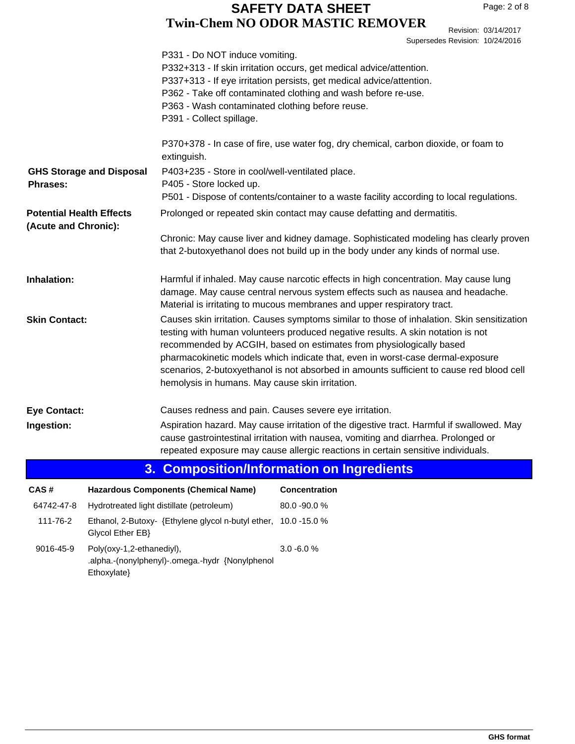P331 - Do NOT induce vomiting.
P332+313 - If skin irritation occurs, get medical advice/attention.
P337+313 - If eye irritation persists, get medical advice/attention.
P362 - Take off contaminated clothing and wash before re-use.
P363 - Wash contaminated clothing before reuse.
P391 - Collect spillage.

P370+378 - In case of fire, use water fog, dry chemical, carbon dioxide, or foam to extinguish.

**GHS Storage and Disposal Phrases:**
P403+235 - Store in cool/well-ventilated place.
P405 - Store locked up.
P501 - Dispose of contents/container to a waste facility according to local regulations.

**Potential Health Effects (Acute and Chronic):**
Prolonged or repeated skin contact may cause defatting and dermatitis.

Chronic: May cause liver and kidney damage. Sophisticated modeling has clearly proven that 2-butoxyethanol does not build up in the body under any kinds of normal use.

**Inhalation:**
Harmful if inhaled. May cause narcotic effects in high concentration. May cause lung damage. May cause central nervous system effects such as nausea and headache. Material is irritating to mucous membranes and upper respiratory tract.

**Skin Contact:**
Causes skin irritation. Causes symptoms similar to those of inhalation. Skin sensitization testing with human volunteers produced negative results. A skin notation is not recommended by ACGIH, based on estimates from physiologically based pharmacokinetic models which indicate that, even in worst-case dermal-exposure scenarios, 2-butoxyethanol is not absorbed in amounts sufficient to cause red blood cell hemolysis in humans. May cause skin irritation.

**Eye Contact:**
Causes redness and pain. Causes severe eye irritation.

**Ingestion:**
Aspiration hazard. May cause irritation of the digestive tract. Harmful if swallowed. May cause gastrointestinal irritation with nausea, vomiting and diarrhea. Prolonged or repeated exposure may cause allergic reactions in certain sensitive individuals.

## 3. Composition/Information on Ingredients

| CAS # | Hazardous Components (Chemical Name) | Concentration |
|---|---|---|
| 64742-47-8 | Hydrotreated light distillate (petroleum) | 80.0 -90.0 % |
| 111-76-2 | Ethanol, 2-Butoxy- {Ethylene glycol n-butyl ether, Glycol Ether EB} | 10.0 -15.0 % |
| 9016-45-9 | Poly(oxy-1,2-ethanediyl), .alpha.-(nonylphenyl)-.omega.-hydr {Nonylphenol Ethoxylate} | 3.0 -6.0 % |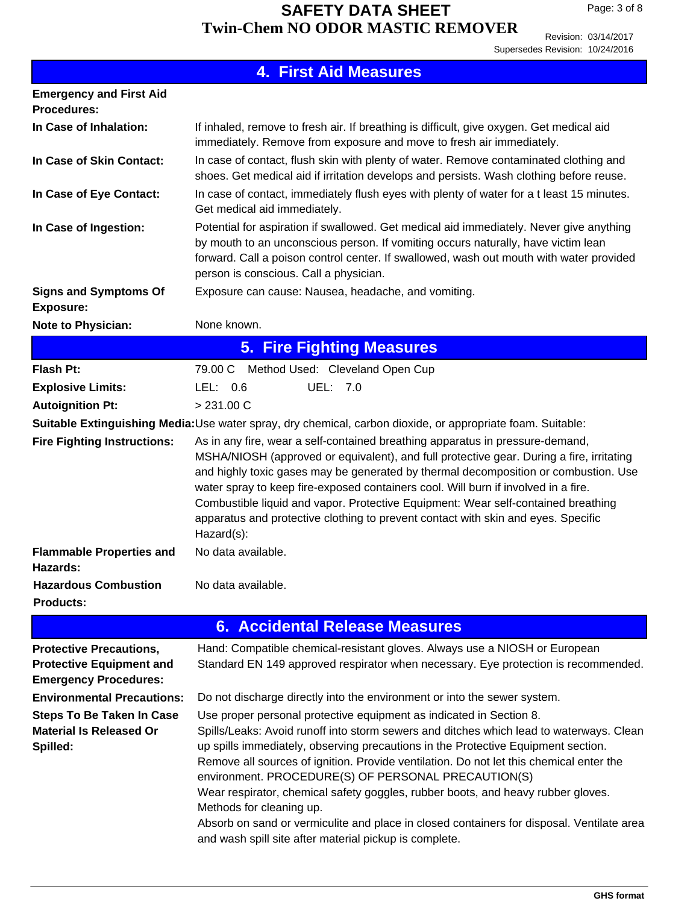## 4. First Aid Measures

**Emergency and First Aid Procedures:**

**In Case of Inhalation:** If inhaled, remove to fresh air. If breathing is difficult, give oxygen. Get medical aid immediately. Remove from exposure and move to fresh air immediately.

**In Case of Skin Contact:** In case of contact, flush skin with plenty of water. Remove contaminated clothing and shoes. Get medical aid if irritation develops and persists. Wash clothing before reuse.

**In Case of Eye Contact:** In case of contact, immediately flush eyes with plenty of water for a t least 15 minutes. Get medical aid immediately.

**In Case of Ingestion:** Potential for aspiration if swallowed. Get medical aid immediately. Never give anything by mouth to an unconscious person. If vomiting occurs naturally, have victim lean forward. Call a poison control center. If swallowed, wash out mouth with water provided person is conscious. Call a physician.

**Signs and Symptoms Of Exposure:** Exposure can cause: Nausea, headache, and vomiting.

**Note to Physician:** None known.

## 5. Fire Fighting Measures

**Flash Pt:** 79.00 C Method Used: Cleveland Open Cup

**Explosive Limits:** LEL: 0.6 UEL: 7.0

**Autoignition Pt:** > 231.00 C

**Suitable Extinguishing Media:** Use water spray, dry chemical, carbon dioxide, or appropriate foam. Suitable:

**Fire Fighting Instructions:** As in any fire, wear a self-contained breathing apparatus in pressure-demand, MSHA/NIOSH (approved or equivalent), and full protective gear. During a fire, irritating and highly toxic gases may be generated by thermal decomposition or combustion. Use water spray to keep fire-exposed containers cool. Will burn if involved in a fire. Combustible liquid and vapor. Protective Equipment: Wear self-contained breathing apparatus and protective clothing to prevent contact with skin and eyes. Specific Hazard(s):

**Flammable Properties and Hazards:** No data available.

**Hazardous Combustion Products:** No data available.

## 6. Accidental Release Measures

**Protective Precautions, Protective Equipment and Emergency Procedures:** Hand: Compatible chemical-resistant gloves. Always use a NIOSH or European Standard EN 149 approved respirator when necessary. Eye protection is recommended.

**Environmental Precautions:** Do not discharge directly into the environment or into the sewer system.

**Steps To Be Taken In Case Material Is Released Or Spilled:** Use proper personal protective equipment as indicated in Section 8.
Spills/Leaks: Avoid runoff into storm sewers and ditches which lead to waterways. Clean up spills immediately, observing precautions in the Protective Equipment section. Remove all sources of ignition. Provide ventilation. Do not let this chemical enter the environment. PROCEDURE(S) OF PERSONAL PRECAUTION(S)
Wear respirator, chemical safety goggles, rubber boots, and heavy rubber gloves.
Methods for cleaning up.
Absorb on sand or vermiculite and place in closed containers for disposal. Ventilate area and wash spill site after material pickup is complete.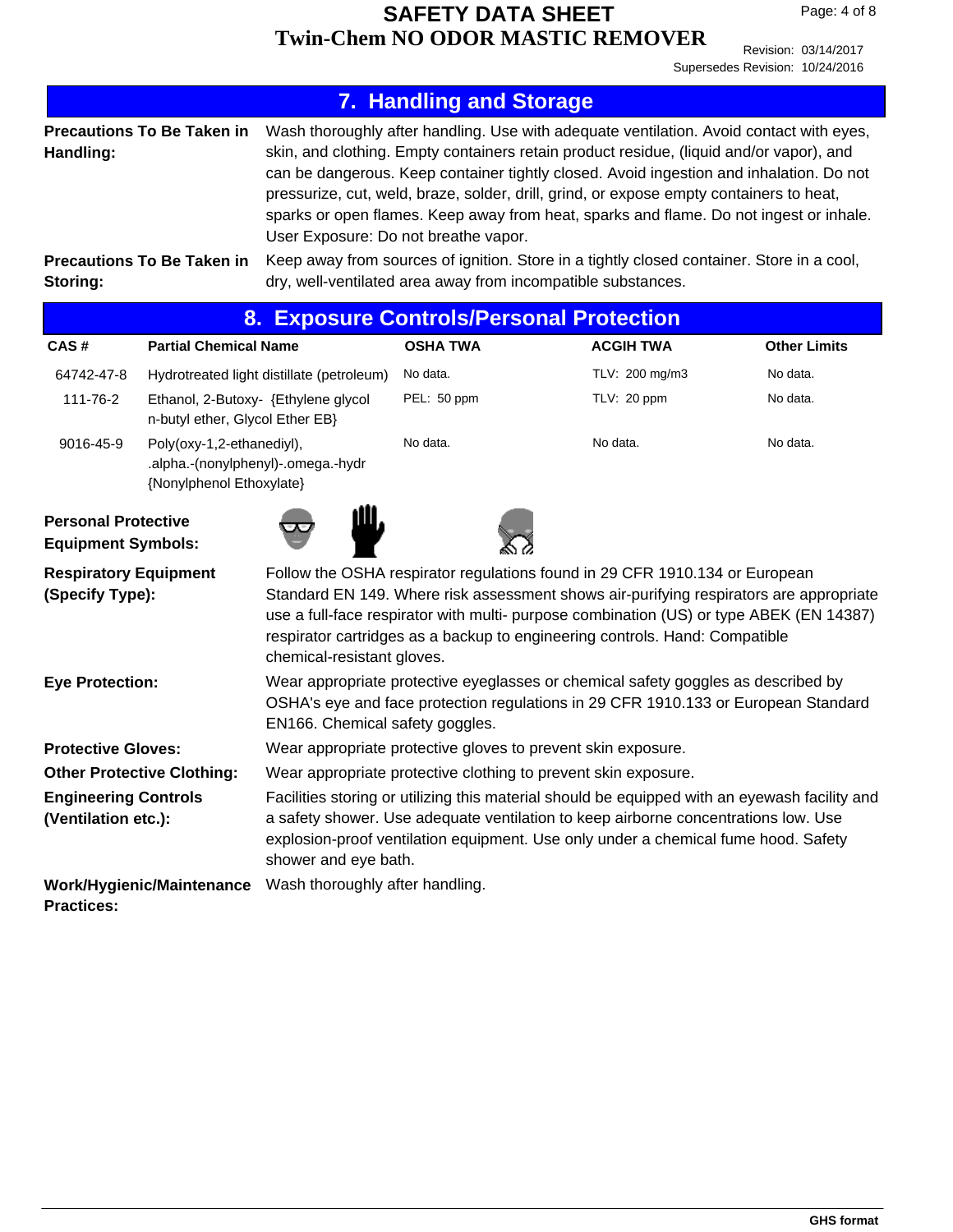## 7. Handling and Storage

**Precautions To Be Taken in Handling:** Wash thoroughly after handling. Use with adequate ventilation. Avoid contact with eyes, skin, and clothing. Empty containers retain product residue, (liquid and/or vapor), and can be dangerous. Keep container tightly closed. Avoid ingestion and inhalation. Do not pressurize, cut, weld, braze, solder, drill, grind, or expose empty containers to heat, sparks or open flames. Keep away from heat, sparks and flame. Do not ingest or inhale. User Exposure: Do not breathe vapor.

**Precautions To Be Taken in Storing:** Keep away from sources of ignition. Store in a tightly closed container. Store in a cool, dry, well-ventilated area away from incompatible substances.

## 8. Exposure Controls/Personal Protection

| CAS # | Partial Chemical Name | OSHA TWA | ACGIH TWA | Other Limits |
|---|---|---|---|---|
| 64742-47-8 | Hydrotreated light distillate (petroleum) | No data. | TLV: 200 mg/m3 | No data. |
| 111-76-2 | Ethanol, 2-Butoxy- {Ethylene glycol n-butyl ether, Glycol Ether EB} | PEL: 50 ppm | TLV: 20 ppm | No data. |
| 9016-45-9 | Poly(oxy-1,2-ethanediyl), .alpha.-(nonylphenyl)-.omega.-hydr {Nonylphenol Ethoxylate} | No data. | No data. | No data. |

**Personal Protective Equipment Symbols:**

**Respiratory Equipment (Specify Type):** Follow the OSHA respirator regulations found in 29 CFR 1910.134 or European Standard EN 149. Where risk assessment shows air-purifying respirators are appropriate use a full-face respirator with multi- purpose combination (US) or type ABEK (EN 14387) respirator cartridges as a backup to engineering controls. Hand: Compatible chemical-resistant gloves.

**Eye Protection:** Wear appropriate protective eyeglasses or chemical safety goggles as described by OSHA's eye and face protection regulations in 29 CFR 1910.133 or European Standard EN166. Chemical safety goggles.

**Protective Gloves:** Wear appropriate protective gloves to prevent skin exposure.

**Other Protective Clothing:** Wear appropriate protective clothing to prevent skin exposure.

**Engineering Controls (Ventilation etc.):** Facilities storing or utilizing this material should be equipped with an eyewash facility and a safety shower. Use adequate ventilation to keep airborne concentrations low. Use explosion-proof ventilation equipment. Use only under a chemical fume hood. Safety shower and eye bath.

**Work/Hygienic/Maintenance Practices:** Wash thoroughly after handling.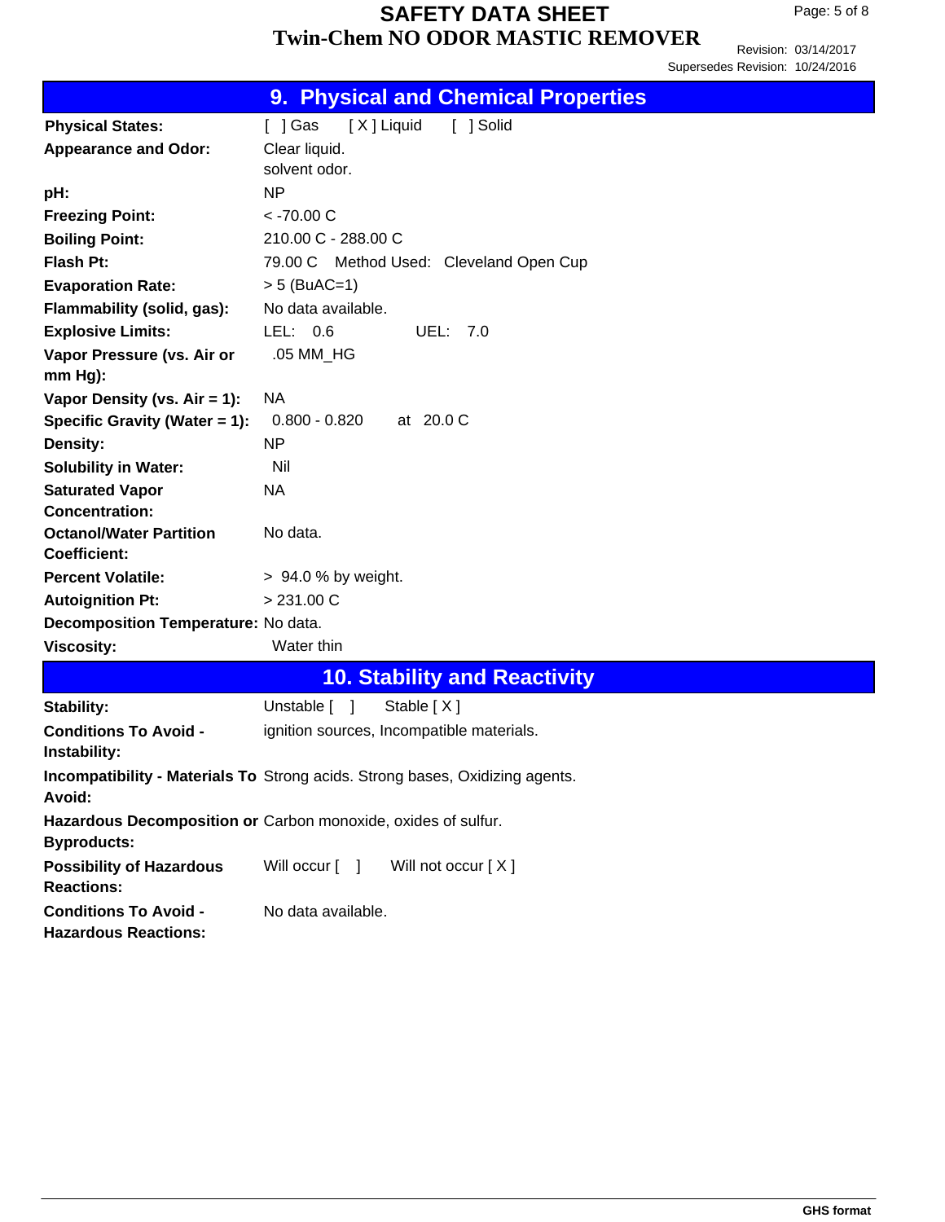## 9. Physical and Chemical Properties

| | |
|---|---|
| **Physical States:** | [ ] Gas [ X ] Liquid [ ] Solid |
| **Appearance and Odor:** | Clear liquid.<br>solvent odor. |
| **pH:** | NP |
| **Freezing Point:** | < -70.00 C |
| **Boiling Point:** | 210.00 C - 288.00 C |
| **Flash Pt:** | 79.00 C Method Used: Cleveland Open Cup |
| **Evaporation Rate:** | > 5 (BuAC=1) |
| **Flammability (solid, gas):** | No data available. |
| **Explosive Limits:** | LEL: 0.6 UEL: 7.0 |
| **Vapor Pressure (vs. Air or mm Hg):** | .05 MM_HG |
| **Vapor Density (vs. Air = 1):** | NA |
| **Specific Gravity (Water = 1):** | 0.800 - 0.820 at 20.0 C |
| **Density:** | NP |
| **Solubility in Water:** | Nil |
| **Saturated Vapor Concentration:** | NA |
| **Octanol/Water Partition Coefficient:** | No data. |
| **Percent Volatile:** | > 94.0 % by weight. |
| **Autoignition Pt:** | > 231.00 C |
| **Decomposition Temperature:** | No data. |
| **Viscosity:** | Water thin |

## 10. Stability and Reactivity

| | |
|---|---|
| **Stability:** | Unstable [ ] Stable [ X ] |
| **Conditions To Avoid - Instability:** | ignition sources, Incompatible materials. |
| **Incompatibility - Materials To Avoid:** | Strong acids. Strong bases, Oxidizing agents. |
| **Hazardous Decomposition or Byproducts:** | Carbon monoxide, oxides of sulfur. |
| **Possibility of Hazardous Reactions:** | Will occur [ ] Will not occur [ X ] |
| **Conditions To Avoid - Hazardous Reactions:** | No data available. |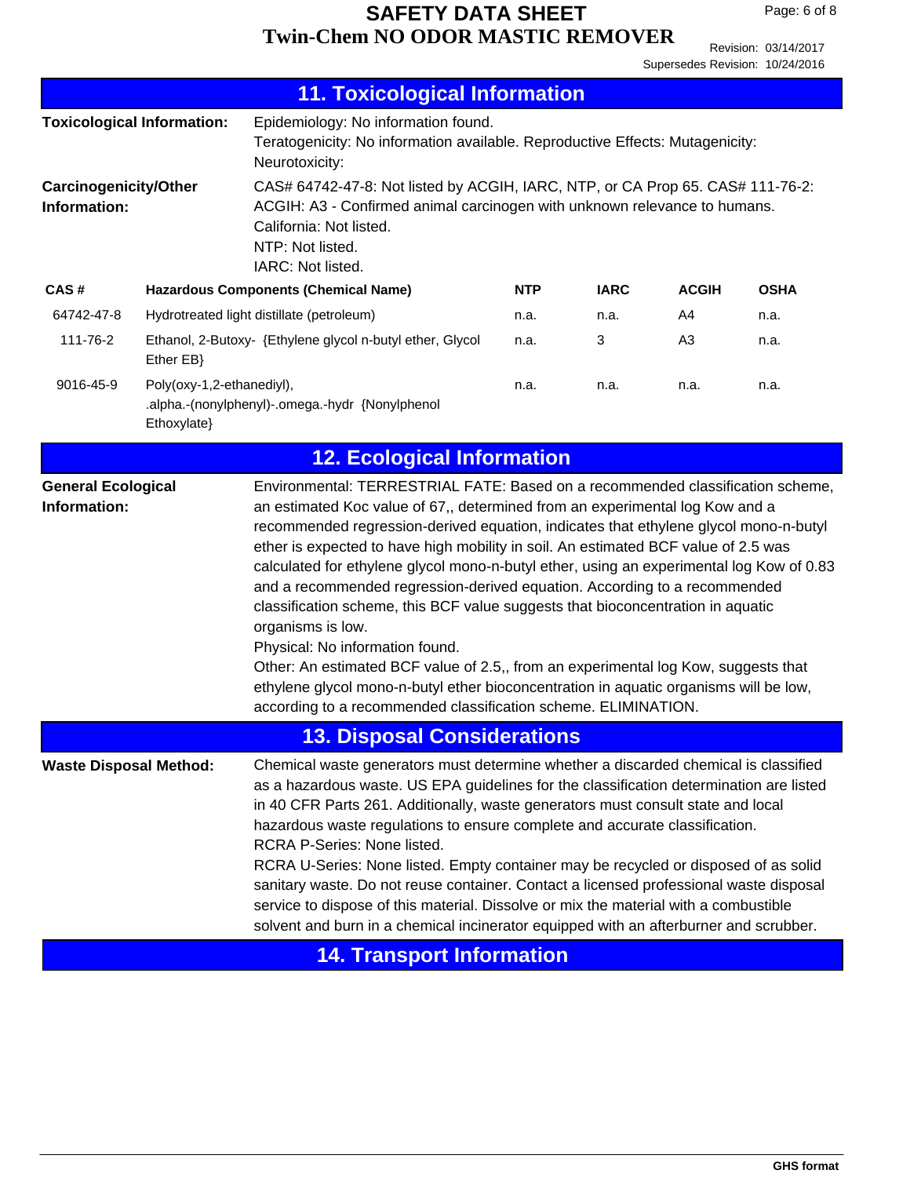## 11. Toxicological Information

**Toxicological Information:** Epidemiology: No information found.
Teratogenicity: No information available. Reproductive Effects: Mutagenicity:
Neurotoxicity:

**Carcinogenicity/Other Information:** CAS# 64742-47-8: Not listed by ACGIH, IARC, NTP, or CA Prop 65. CAS# 111-76-2: ACGIH: A3 - Confirmed animal carcinogen with unknown relevance to humans.
California: Not listed.
NTP: Not listed.
IARC: Not listed.

| CAS # | Hazardous Components (Chemical Name) | NTP | IARC | ACGIH | OSHA |
|---|---|---|---|---|---|
| 64742-47-8 | Hydrotreated light distillate (petroleum) | n.a. | n.a. | A4 | n.a. |
| 111-76-2 | Ethanol, 2-Butoxy- {Ethylene glycol n-butyl ether, Glycol Ether EB} | n.a. | 3 | A3 | n.a. |
| 9016-45-9 | Poly(oxy-1,2-ethanediyl), .alpha.-(nonylphenyl)-.omega.-hydr {Nonylphenol Ethoxylate} | n.a. | n.a. | n.a. | n.a. |

## 12. Ecological Information

**General Ecological Information:** Environmental: TERRESTRIAL FATE: Based on a recommended classification scheme, an estimated Koc value of 67,, determined from an experimental log Kow and a recommended regression-derived equation, indicates that ethylene glycol mono-n-butyl ether is expected to have high mobility in soil. An estimated BCF value of 2.5 was calculated for ethylene glycol mono-n-butyl ether, using an experimental log Kow of 0.83 and a recommended regression-derived equation. According to a recommended classification scheme, this BCF value suggests that bioconcentration in aquatic organisms is low.
Physical: No information found.
Other: An estimated BCF value of 2.5,, from an experimental log Kow, suggests that ethylene glycol mono-n-butyl ether bioconcentration in aquatic organisms will be low, according to a recommended classification scheme. ELIMINATION.

## 13. Disposal Considerations

**Waste Disposal Method:** Chemical waste generators must determine whether a discarded chemical is classified as a hazardous waste. US EPA guidelines for the classification determination are listed in 40 CFR Parts 261. Additionally, waste generators must consult state and local hazardous waste regulations to ensure complete and accurate classification.
RCRA P-Series: None listed.
RCRA U-Series: None listed. Empty container may be recycled or disposed of as solid sanitary waste. Do not reuse container. Contact a licensed professional waste disposal service to dispose of this material. Dissolve or mix the material with a combustible solvent and burn in a chemical incinerator equipped with an afterburner and scrubber.

## 14. Transport Information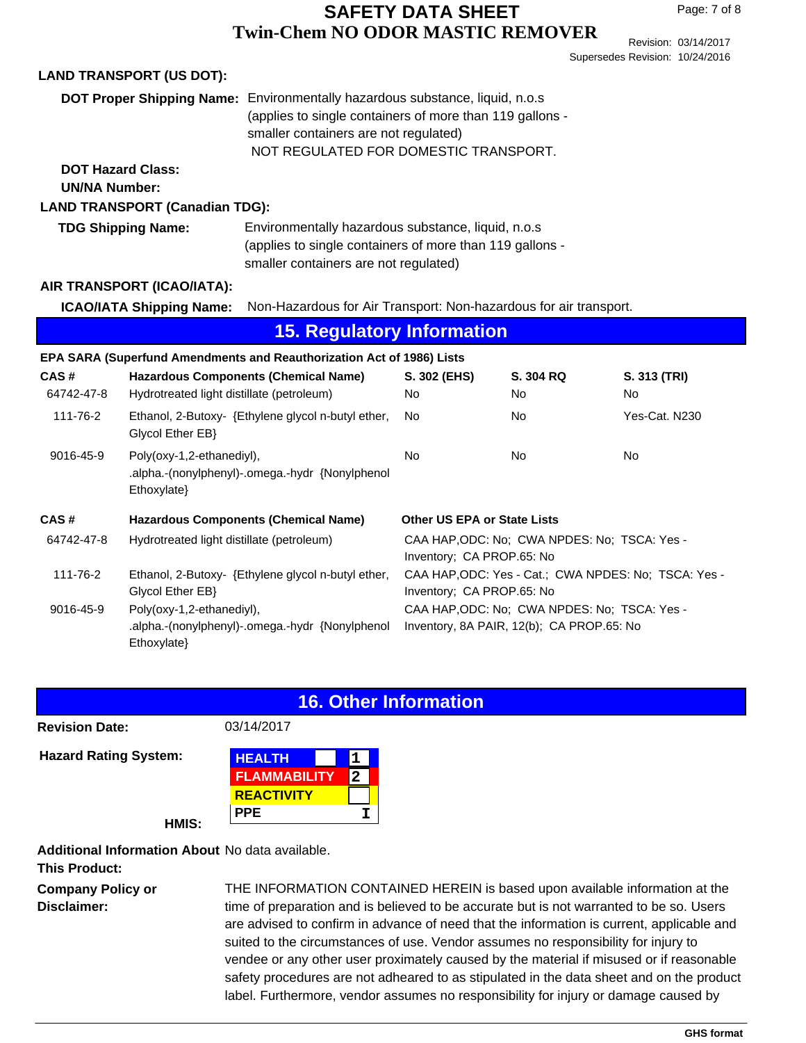**LAND TRANSPORT (US DOT):**

**DOT Proper Shipping Name:** Environmentally hazardous substance, liquid, n.o.s (applies to single containers of more than 119 gallons - smaller containers are not regulated)
NOT REGULATED FOR DOMESTIC TRANSPORT.

**DOT Hazard Class:**

**UN/NA Number:**

**LAND TRANSPORT (Canadian TDG):**

**TDG Shipping Name:** Environmentally hazardous substance, liquid, n.o.s (applies to single containers of more than 119 gallons - smaller containers are not regulated)

**AIR TRANSPORT (ICAO/IATA):**

**ICAO/IATA Shipping Name:** Non-Hazardous for Air Transport: Non-hazardous for air transport.

## 15. Regulatory Information

**EPA SARA (Superfund Amendments and Reauthorization Act of 1986) Lists**

| CAS # | Hazardous Components (Chemical Name) | S. 302 (EHS) | S. 304 RQ | S. 313 (TRI) |
|---|---|---|---|---|
| 64742-47-8 | Hydrotreated light distillate (petroleum) | No | No | No |
| 111-76-2 | Ethanol, 2-Butoxy- {Ethylene glycol n-butyl ether, Glycol Ether EB} | No | No | Yes-Cat. N230 |
| 9016-45-9 | Poly(oxy-1,2-ethanediyl), .alpha.-(nonylphenyl)-.omega.-hydr {Nonylphenol Ethoxylate} | No | No | No |

| CAS # | Hazardous Components (Chemical Name) | Other US EPA or State Lists |
|---|---|---|
| 64742-47-8 | Hydrotreated light distillate (petroleum) | CAA HAP,ODC: No; CWA NPDES: No; TSCA: Yes - Inventory; CA PROP.65: No |
| 111-76-2 | Ethanol, 2-Butoxy- {Ethylene glycol n-butyl ether, Glycol Ether EB} | CAA HAP,ODC: Yes - Cat.; CWA NPDES: No; TSCA: Yes - Inventory; CA PROP.65: No |
| 9016-45-9 | Poly(oxy-1,2-ethanediyl), .alpha.-(nonylphenyl)-.omega.-hydr {Nonylphenol Ethoxylate} | CAA HAP,ODC: No; CWA NPDES: No; TSCA: Yes - Inventory, 8A PAIR, 12(b); CA PROP.65: No |

## 16. Other Information

**Revision Date:** 03/14/2017

**Hazard Rating System:**

**HMIS:**

| | |
|---|---|
| HEALTH | 1 |
| FLAMMABILITY | 2 |
| REACTIVITY | |
| PPE | I |

**Additional Information About This Product:** No data available.

**Company Policy or Disclaimer:** THE INFORMATION CONTAINED HEREIN is based upon available information at the time of preparation and is believed to be accurate but is not warranted to be so. Users are advised to confirm in advance of need that the information is current, applicable and suited to the circumstances of use. Vendor assumes no responsibility for injury to vendee or any other user proximately caused by the material if misused or if reasonable safety procedures are not adhered to as stipulated in the data sheet and on the product label. Furthermore, vendor assumes no responsibility for injury or damage caused by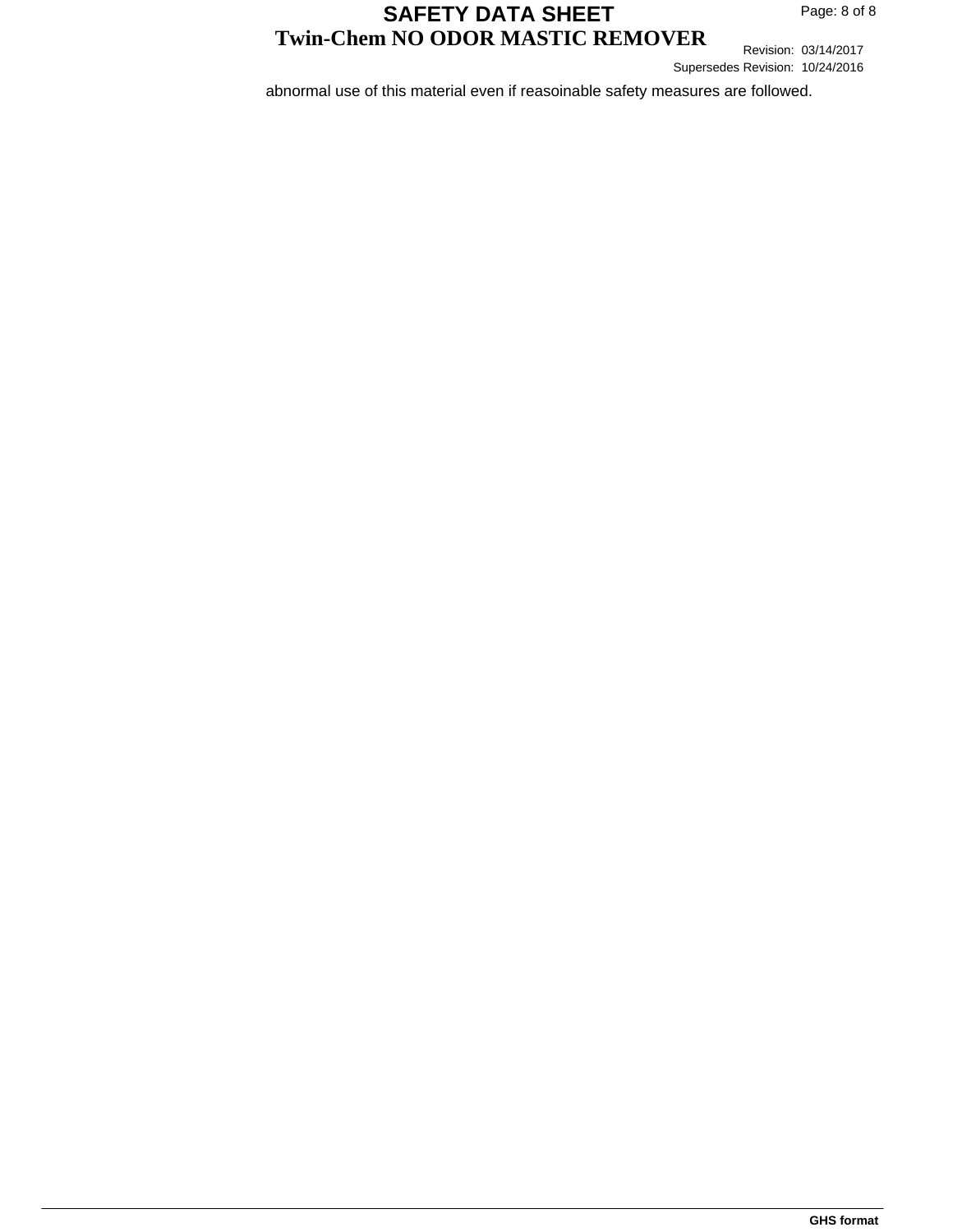abnormal use of this material even if reasoinable safety measures are followed.